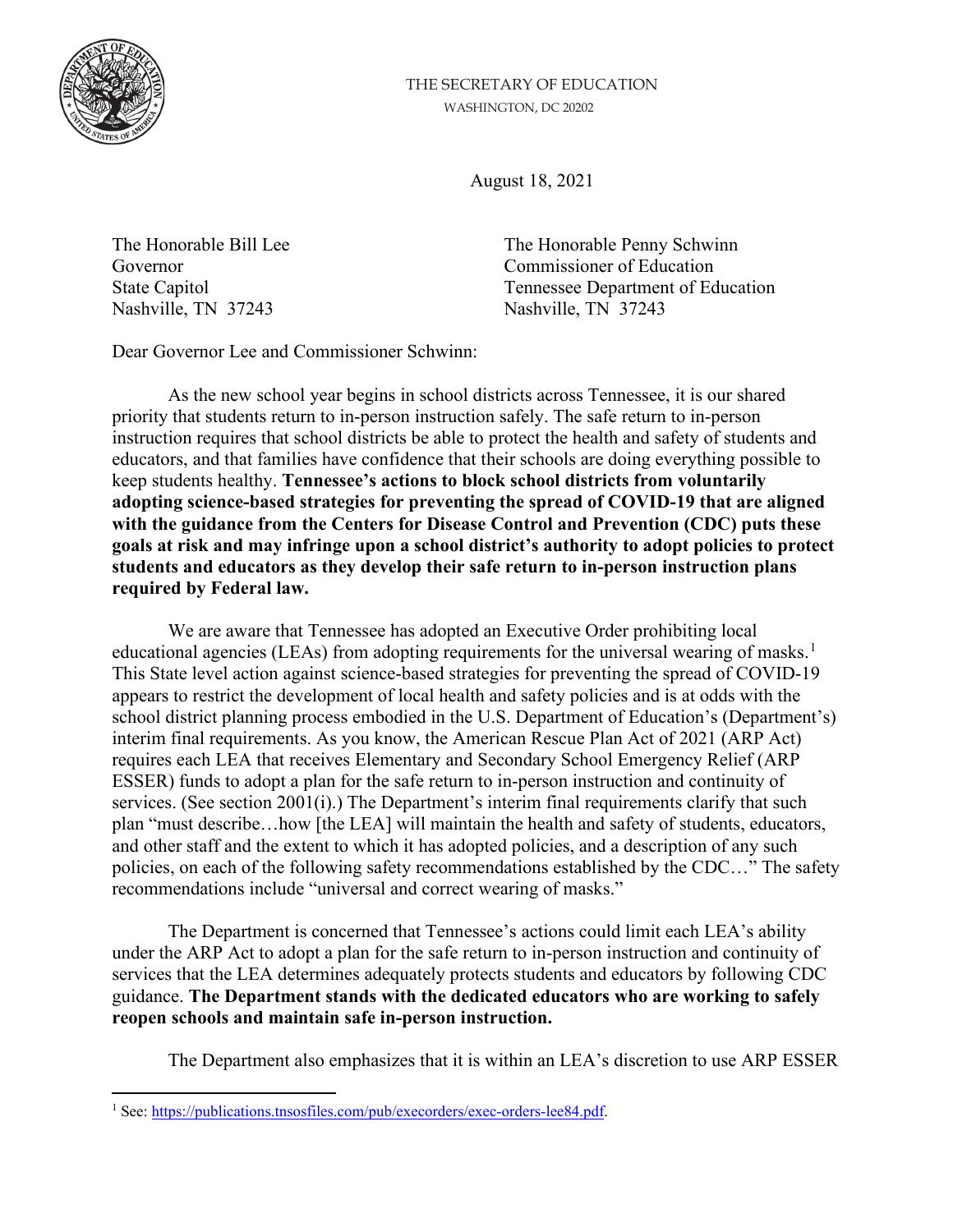THE SECRETARY OF EDUCATION
WASHINGTON, DC 20202

August 18, 2021

The Honorable Bill Lee
Governor
State Capitol
Nashville, TN 37243

The Honorable Penny Schwinn
Commissioner of Education
Tennessee Department of Education
Nashville, TN 37243

Dear Governor Lee and Commissioner Schwinn:

As the new school year begins in school districts across Tennessee, it is our shared priority that students return to in-person instruction safely. The safe return to in-person instruction requires that school districts be able to protect the health and safety of students and educators, and that families have confidence that their schools are doing everything possible to keep students healthy. **Tennessee's actions to block school districts from voluntarily adopting science-based strategies for preventing the spread of COVID-19 that are aligned with the guidance from the Centers for Disease Control and Prevention (CDC) puts these goals at risk and may infringe upon a school district's authority to adopt policies to protect students and educators as they develop their safe return to in-person instruction plans required by Federal law.**

We are aware that Tennessee has adopted an Executive Order prohibiting local educational agencies (LEAs) from adopting requirements for the universal wearing of masks.[1] This State level action against science-based strategies for preventing the spread of COVID-19 appears to restrict the development of local health and safety policies and is at odds with the school district planning process embodied in the U.S. Department of Education's (Department's) interim final requirements. As you know, the American Rescue Plan Act of 2021 (ARP Act) requires each LEA that receives Elementary and Secondary School Emergency Relief (ARP ESSER) funds to adopt a plan for the safe return to in-person instruction and continuity of services. (See section 2001(i).) The Department's interim final requirements clarify that such plan "must describe…how [the LEA] will maintain the health and safety of students, educators, and other staff and the extent to which it has adopted policies, and a description of any such policies, on each of the following safety recommendations established by the CDC…" The safety recommendations include "universal and correct wearing of masks."

The Department is concerned that Tennessee's actions could limit each LEA's ability under the ARP Act to adopt a plan for the safe return to in-person instruction and continuity of services that the LEA determines adequately protects students and educators by following CDC guidance. **The Department stands with the dedicated educators who are working to safely reopen schools and maintain safe in-person instruction.**

The Department also emphasizes that it is within an LEA's discretion to use ARP ESSER

[1] See: https://publications.tnsosfiles.com/pub/execorders/exec-orders-lee84.pdf.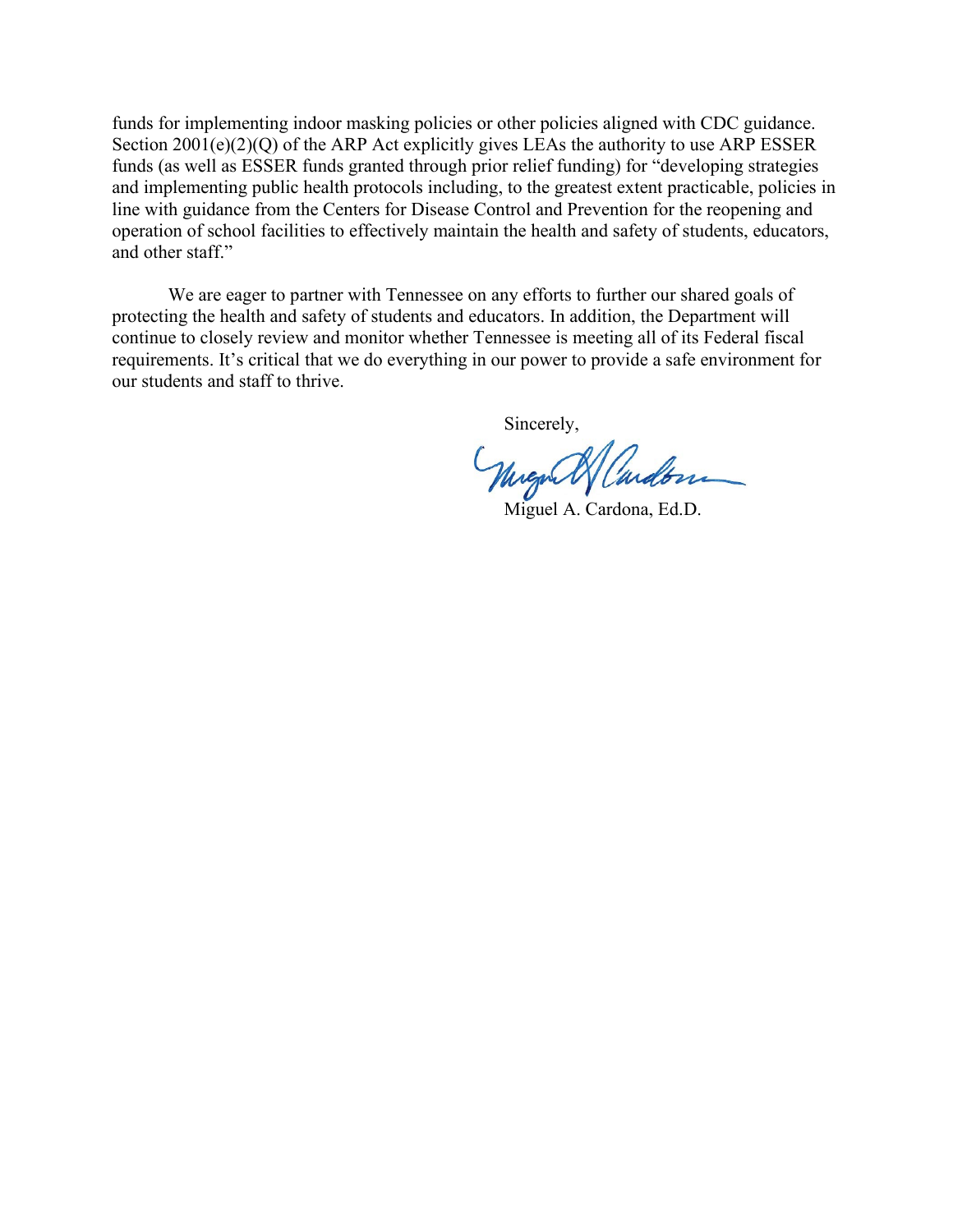funds for implementing indoor masking policies or other policies aligned with CDC guidance. Section 2001(e)(2)(Q) of the ARP Act explicitly gives LEAs the authority to use ARP ESSER funds (as well as ESSER funds granted through prior relief funding) for "developing strategies and implementing public health protocols including, to the greatest extent practicable, policies in line with guidance from the Centers for Disease Control and Prevention for the reopening and operation of school facilities to effectively maintain the health and safety of students, educators, and other staff."

We are eager to partner with Tennessee on any efforts to further our shared goals of protecting the health and safety of students and educators. In addition, the Department will continue to closely review and monitor whether Tennessee is meeting all of its Federal fiscal requirements. It's critical that we do everything in our power to provide a safe environment for our students and staff to thrive.

Sincerely,

Miguel A. Cardona, Ed.D.